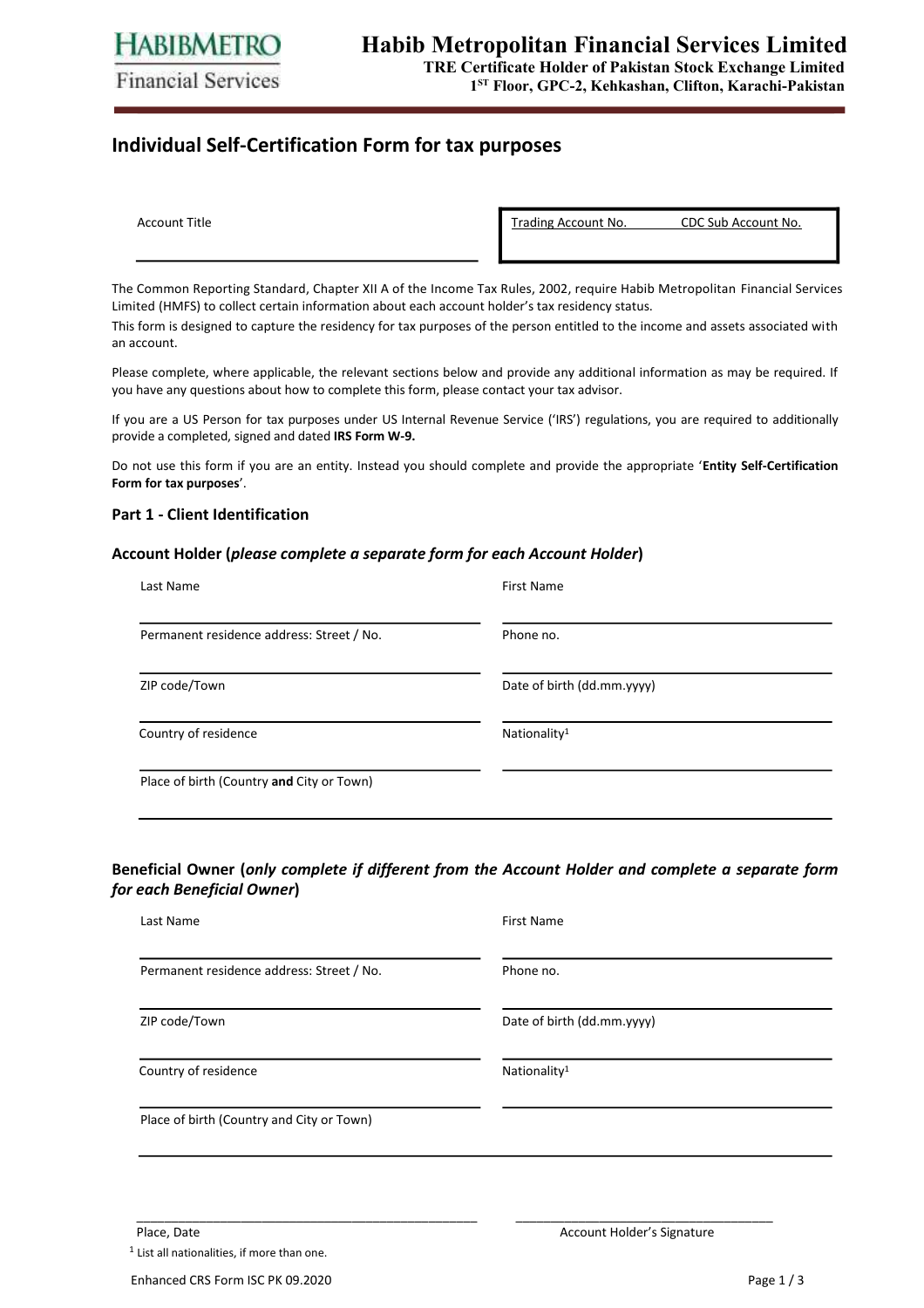**HABIBMETRO**
**Financial Services**

# Habib Metropolitan Financial Services Limited

**TRE Certificate Holder of Pakistan Stock Exchange Limited**
**1ST Floor, GPC-2, Kehkashan, Clifton, Karachi-Pakistan**

## Individual Self-Certification Form for tax purposes

Account Title

______________________________

| Trading Account No. | CDC Sub Account No. |
|---|---|
| | |

The Common Reporting Standard, Chapter XII A of the Income Tax Rules, 2002, require Habib Metropolitan Financial Services Limited (HMFS) to collect certain information about each account holder's tax residency status.

This form is designed to capture the residency for tax purposes of the person entitled to the income and assets associated with an account.

Please complete, where applicable, the relevant sections below and provide any additional information as may be required. If you have any questions about how to complete this form, please contact your tax advisor.

If you are a US Person for tax purposes under US Internal Revenue Service ('IRS') regulations, you are required to additionally provide a completed, signed and dated **IRS Form W-9.**

Do not use this form if you are an entity. Instead you should complete and provide the appropriate '**Entity Self-Certification Form for tax purposes**'.

### Part 1 - Client Identification

#### Account Holder (*please complete a separate form for each Account Holder*)

| | |
|---|---|
| Last Name | First Name |
| Permanent residence address: Street / No. | Phone no. |
| ZIP code/Town | Date of birth (dd.mm.yyyy) |
| Country of residence | Nationality[1] |
| Place of birth (Country **and** City or Town) | |

#### Beneficial Owner (*only complete if different from the Account Holder and complete a separate form for each Beneficial Owner*)

| | |
|---|---|
| Last Name | First Name |
| Permanent residence address: Street / No. | Phone no. |
| ZIP code/Town | Date of birth (dd.mm.yyyy) |
| Country of residence | Nationality[1] |
| Place of birth (Country and City or Town) | |

______________________________ ______________________________

Place, Date Account Holder's Signature

[1] List all nationalities, if more than one.

Enhanced CRS Form ISC PK 09.2020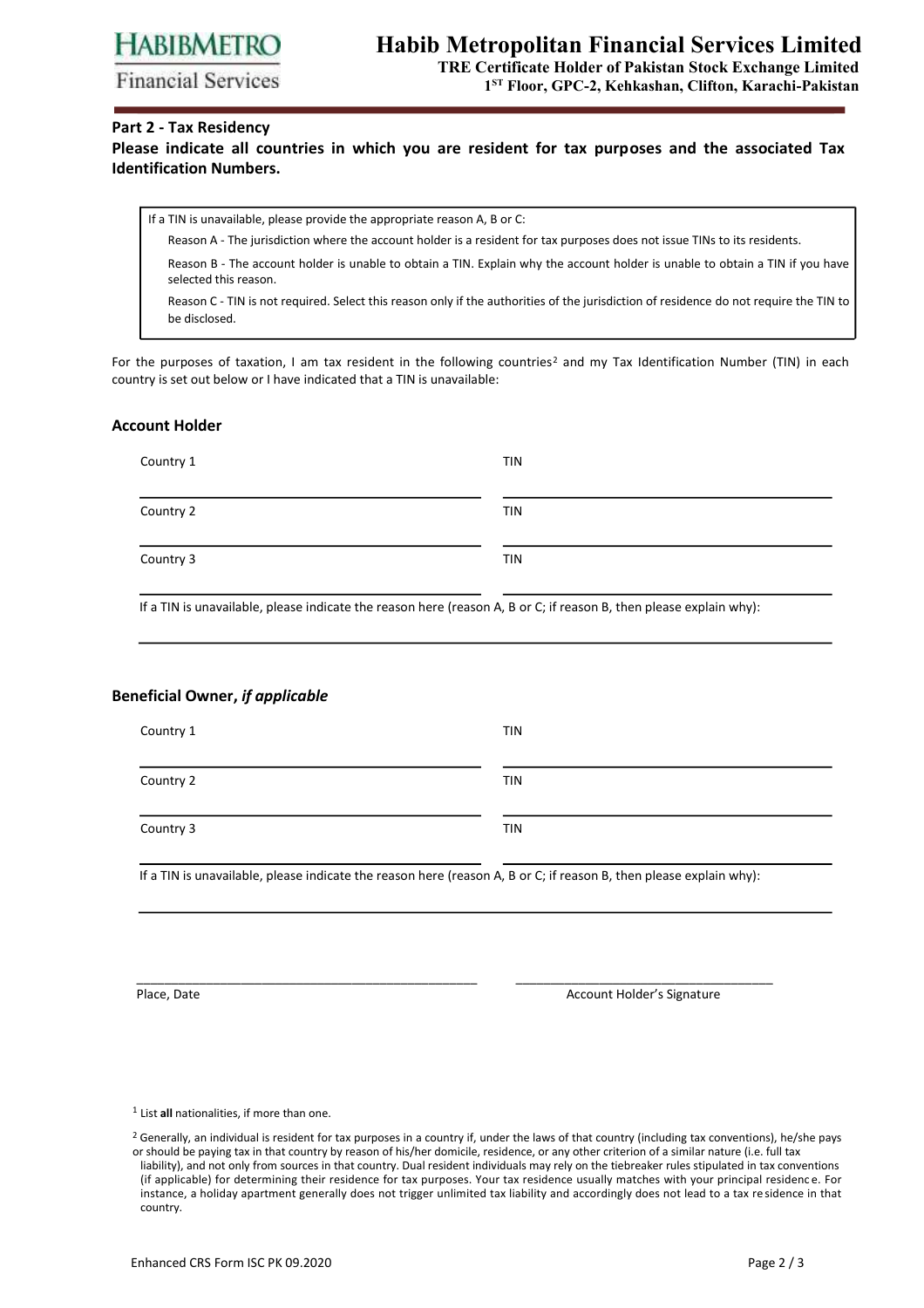**Part 2 - Tax Residency**

**Please indicate all countries in which you are resident for tax purposes and the associated Tax Identification Numbers.**

> If a TIN is unavailable, please provide the appropriate reason A, B or C:
>
> Reason A - The jurisdiction where the account holder is a resident for tax purposes does not issue TINs to its residents.
>
> Reason B - The account holder is unable to obtain a TIN. Explain why the account holder is unable to obtain a TIN if you have selected this reason.
>
> Reason C - TIN is not required. Select this reason only if the authorities of the jurisdiction of residence do not require the TIN to be disclosed.

For the purposes of taxation, I am tax resident in the following countries[2] and my Tax Identification Number (TIN) in each country is set out below or I have indicated that a TIN is unavailable:

**Account Holder**

| Country 1 | TIN |
|---|---|
| Country 2 | TIN |
| Country 3 | TIN |

If a TIN is unavailable, please indicate the reason here (reason A, B or C; if reason B, then please explain why):

______________________________________________________________

**Beneficial Owner, *if applicable***

| Country 1 | TIN |
|---|---|
| Country 2 | TIN |
| Country 3 | TIN |

If a TIN is unavailable, please indicate the reason here (reason A, B or C; if reason B, then please explain why):

______________________________________________________________

______________________________ ______________________________

Place, Date Account Holder's Signature

[1] List **all** nationalities, if more than one.

[2] Generally, an individual is resident for tax purposes in a country if, under the laws of that country (including tax conventions), he/she pays or should be paying tax in that country by reason of his/her domicile, residence, or any other criterion of a similar nature (i.e. full tax liability), and not only from sources in that country. Dual resident individuals may rely on the tiebreaker rules stipulated in tax conventions (if applicable) for determining their residence for tax purposes. Your tax residence usually matches with your principal residence. For instance, a holiday apartment generally does not trigger unlimited tax liability and accordingly does not lead to a tax residence in that country.

Enhanced CRS Form ISC PK 09.2020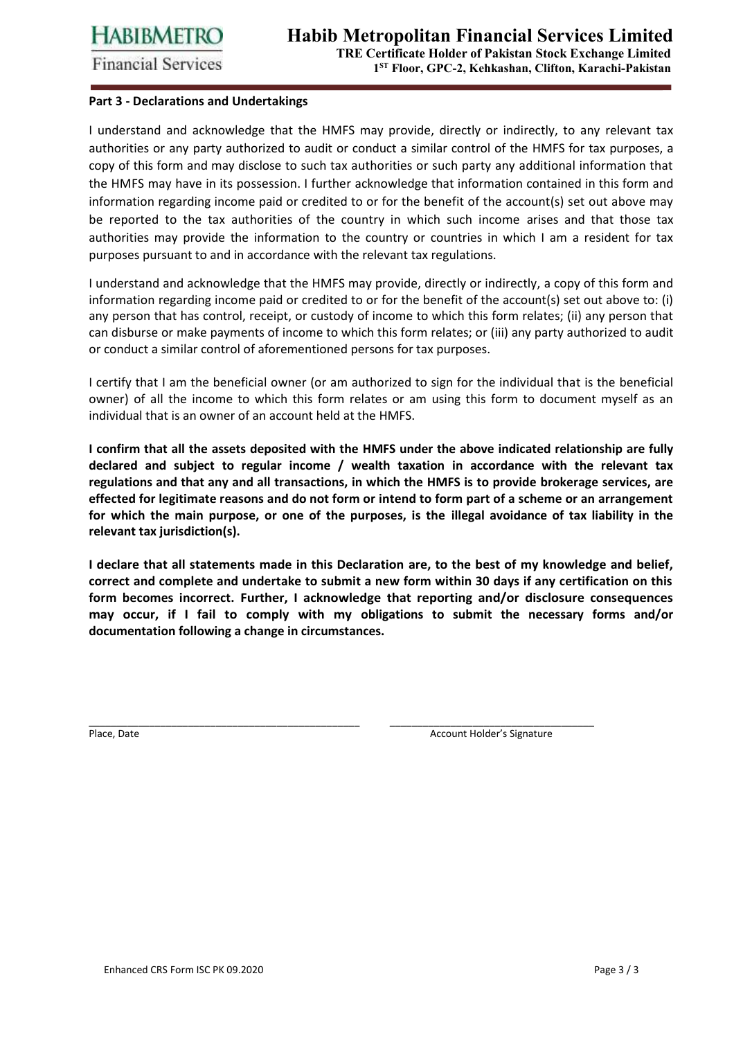## Part 3 - Declarations and Undertakings

I understand and acknowledge that the HMFS may provide, directly or indirectly, to any relevant tax authorities or any party authorized to audit or conduct a similar control of the HMFS for tax purposes, a copy of this form and may disclose to such tax authorities or such party any additional information that the HMFS may have in its possession. I further acknowledge that information contained in this form and information regarding income paid or credited to or for the benefit of the account(s) set out above may be reported to the tax authorities of the country in which such income arises and that those tax authorities may provide the information to the country or countries in which I am a resident for tax purposes pursuant to and in accordance with the relevant tax regulations.

I understand and acknowledge that the HMFS may provide, directly or indirectly, a copy of this form and information regarding income paid or credited to or for the benefit of the account(s) set out above to: (i) any person that has control, receipt, or custody of income to which this form relates; (ii) any person that can disburse or make payments of income to which this form relates; or (iii) any party authorized to audit or conduct a similar control of aforementioned persons for tax purposes.

I certify that I am the beneficial owner (or am authorized to sign for the individual that is the beneficial owner) of all the income to which this form relates or am using this form to document myself as an individual that is an owner of an account held at the HMFS.

**I confirm that all the assets deposited with the HMFS under the above indicated relationship are fully declared and subject to regular income / wealth taxation in accordance with the relevant tax regulations and that any and all transactions, in which the HMFS is to provide brokerage services, are effected for legitimate reasons and do not form or intend to form part of a scheme or an arrangement for which the main purpose, or one of the purposes, is the illegal avoidance of tax liability in the relevant tax jurisdiction(s).**

**I declare that all statements made in this Declaration are, to the best of my knowledge and belief, correct and complete and undertake to submit a new form within 30 days if any certification on this form becomes incorrect. Further, I acknowledge that reporting and/or disclosure consequences may occur, if I fail to comply with my obligations to submit the necessary forms and/or documentation following a change in circumstances.**

\_\_\_\_\_\_\_\_\_\_\_\_\_\_\_\_\_\_\_\_\_\_\_\_\_\_\_\_\_\_\_\_\_\_\_\_\_\_\_\_ \_\_\_\_\_\_\_\_\_\_\_\_\_\_\_\_\_\_\_\_\_\_\_\_\_\_\_\_\_\_\_\_

Place, Date Account Holder's Signature